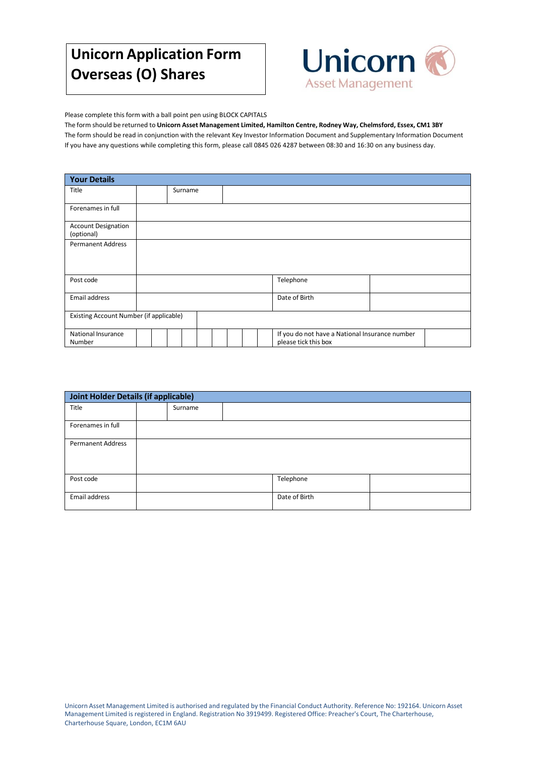# Unicorn Application Form Overseas (O) Shares

Unicorn Asset Management

Please complete this form with a ball point pen using BLOCK CAPITALS

The form should be returned to **Unicorn Asset Management Limited, Hamilton Centre, Rodney Way, Chelmsford, Essex, CM1 3BY**

The form should be read in conjunction with the relevant Key Investor Information Document and Supplementary Information Document

If you have any questions while completing this form, please call 0845 026 4287 between 08:30 and 16:30 on any business day.

| **Your Details** | | | | | | | | | | | |
|---|---|---|---|---|---|---|---|---|---|---|---|
| Title | | Surname | | | | | | | | | |
| Forenames in full | | | | | | | | | | | |
| Account Designation (optional) | | | | | | | | | | | |
| Permanent Address | | | | | | | | | | | |
| Post code | | | | | | | | | Telephone | | |
| Email address | | | | | | | | | Date of Birth | | |
| Existing Account Number (if applicable) | | | | | | | | | | | |
| National Insurance Number | | | | | | | | | | If you do not have a National Insurance number please tick this box | |

| **Joint Holder Details (if applicable)** | | | | | |
|---|---|---|---|---|---|
| Title | | Surname | | | |
| Forenames in full | | | | | |
| Permanent Address | | | | | |
| Post code | | | | Telephone | |
| Email address | | | | Date of Birth | |

Unicorn Asset Management Limited is authorised and regulated by the Financial Conduct Authority. Reference No: 192164. Unicorn Asset Management Limited is registered in England. Registration No 3919499. Registered Office: Preacher's Court, The Charterhouse, Charterhouse Square, London, EC1M 6AU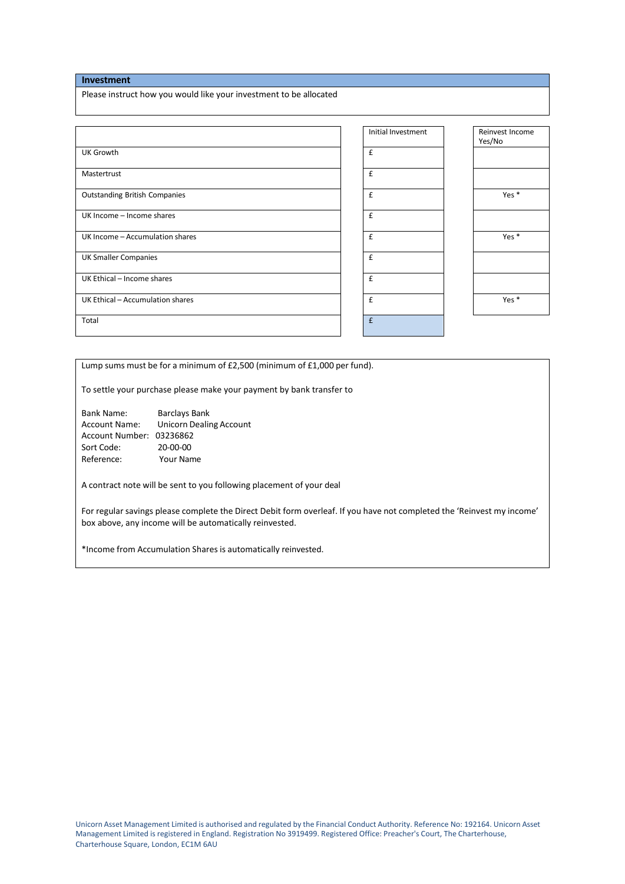## Investment

Please instruct how you would like your investment to be allocated

| | Initial Investment | Reinvest Income Yes/No |
|---|---|---|
| UK Growth | £ | |
| Mastertrust | £ | |
| Outstanding British Companies | £ | Yes * |
| UK Income – Income shares | £ | |
| UK Income – Accumulation shares | £ | Yes * |
| UK Smaller Companies | £ | |
| UK Ethical – Income shares | £ | |
| UK Ethical – Accumulation shares | £ | Yes * |
| Total | £ | |

Lump sums must be for a minimum of £2,500 (minimum of £1,000 per fund).

To settle your purchase please make your payment by bank transfer to

Bank Name: Barclays Bank
Account Name: Unicorn Dealing Account
Account Number: 03236862
Sort Code: 20-00-00
Reference: Your Name

A contract note will be sent to you following placement of your deal

For regular savings please complete the Direct Debit form overleaf. If you have not completed the 'Reinvest my income' box above, any income will be automatically reinvested.

*Income from Accumulation Shares is automatically reinvested.

Unicorn Asset Management Limited is authorised and regulated by the Financial Conduct Authority. Reference No: 192164. Unicorn Asset Management Limited is registered in England. Registration No 3919499. Registered Office: Preacher's Court, The Charterhouse, Charterhouse Square, London, EC1M 6AU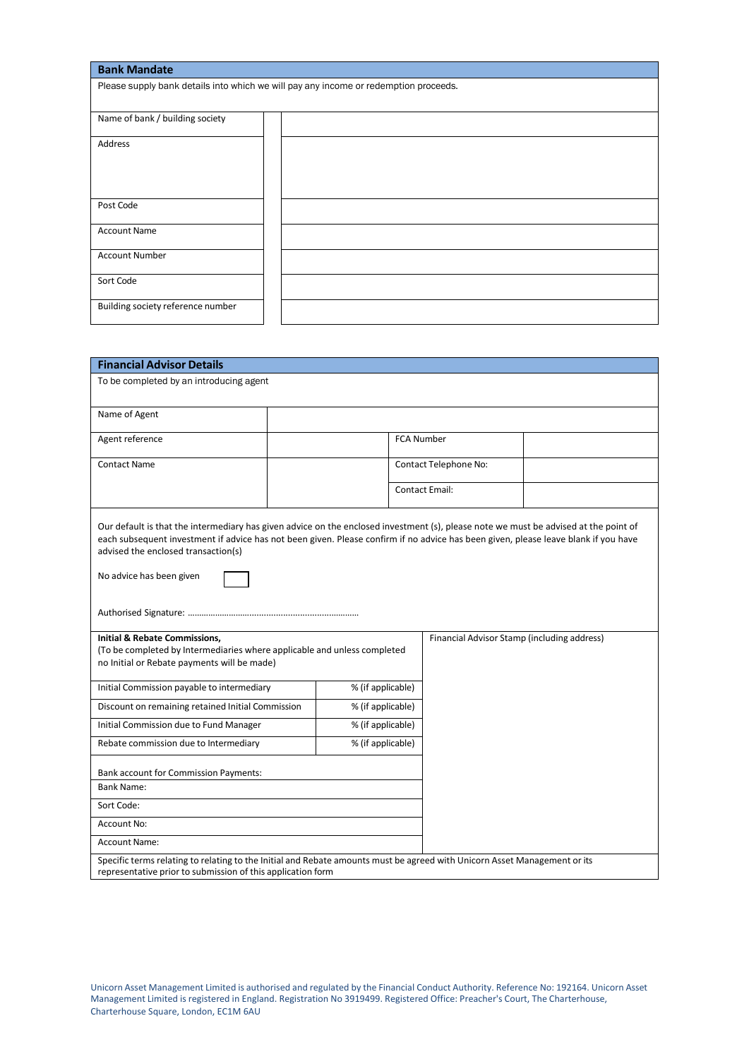## Bank Mandate

Please supply bank details into which we will pay any income or redemption proceeds.

| | |
|---|---|
| Name of bank / building society | |
| Address | |
| Post Code | |
| Account Name | |
| Account Number | |
| Sort Code | |
| Building society reference number | |

## Financial Advisor Details

To be completed by an introducing agent

| | | | |
|---|---|---|---|
| Name of Agent | | | |
| Agent reference | | FCA Number | |
| Contact Name | | Contact Telephone No: | |
| | | Contact Email: | |

Our default is that the intermediary has given advice on the enclosed investment (s), please note we must be advised at the point of each subsequent investment if advice has not been given. Please confirm if no advice has been given, please leave blank if you have advised the enclosed transaction(s)

No advice has been given ☐

Authorised Signature: ……………………………………………………………

**Initial & Rebate Commissions,**
(To be completed by Intermediaries where applicable and unless completed no Initial or Rebate payments will be made)

| | |
|---|---|
| Initial Commission payable to intermediary | % (if applicable) |
| Discount on remaining retained Initial Commission | % (if applicable) |
| Initial Commission due to Fund Manager | % (if applicable) |
| Rebate commission due to Intermediary | % (if applicable) |

Bank account for Commission Payments:

| |
|---|
| Bank Name: |
| Sort Code: |
| Account No: |
| Account Name: |

Financial Advisor Stamp (including address)

Specific terms relating to relating to the Initial and Rebate amounts must be agreed with Unicorn Asset Management or its representative prior to submission of this application form

Unicorn Asset Management Limited is authorised and regulated by the Financial Conduct Authority. Reference No: 192164. Unicorn Asset Management Limited is registered in England. Registration No 3919499. Registered Office: Preacher's Court, The Charterhouse, Charterhouse Square, London, EC1M 6AU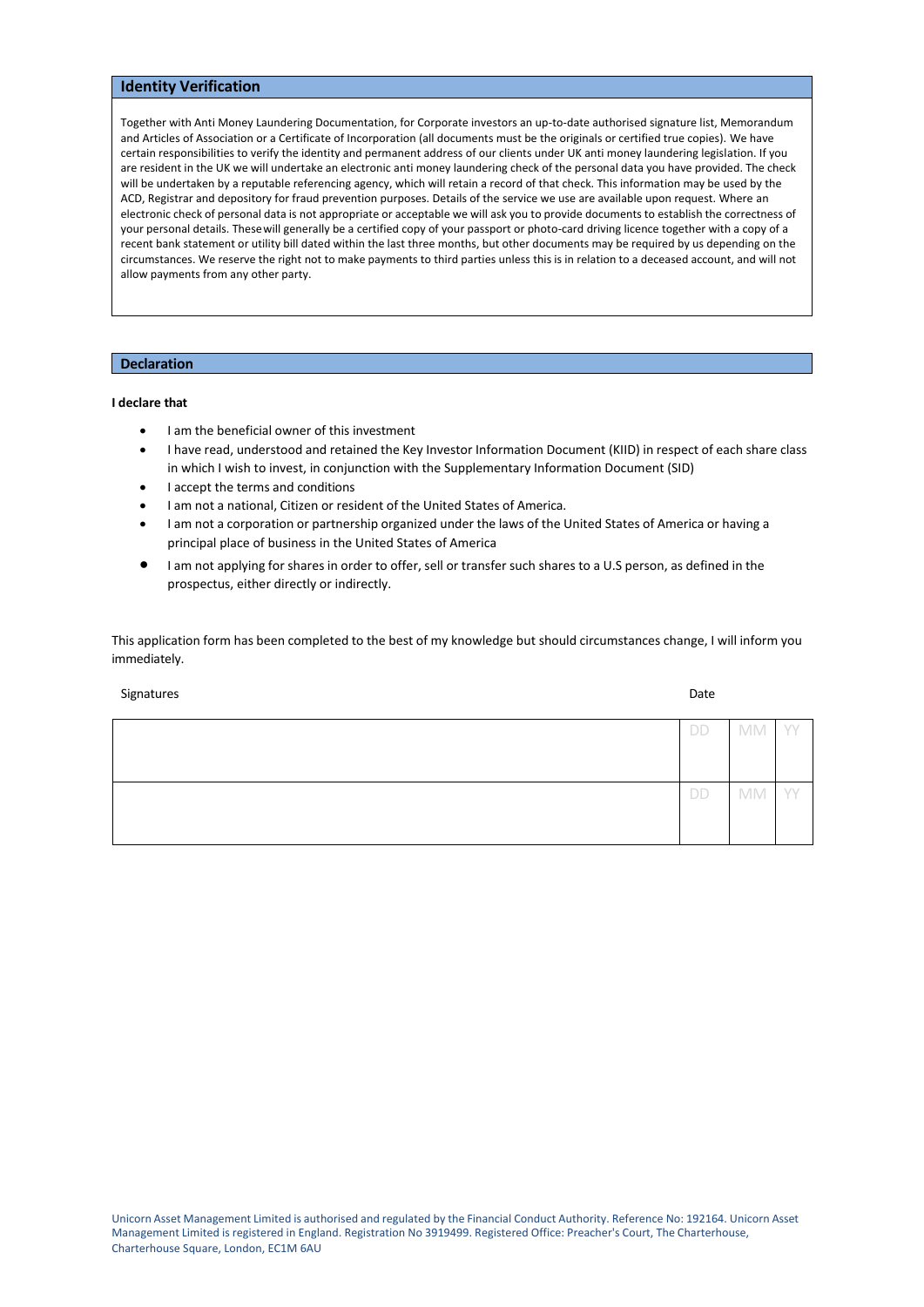## Identity Verification

Together with Anti Money Laundering Documentation, for Corporate investors an up-to-date authorised signature list, Memorandum and Articles of Association or a Certificate of Incorporation (all documents must be the originals or certified true copies). We have certain responsibilities to verify the identity and permanent address of our clients under UK anti money laundering legislation. If you are resident in the UK we will undertake an electronic anti money laundering check of the personal data you have provided. The check will be undertaken by a reputable referencing agency, which will retain a record of that check. This information may be used by the ACD, Registrar and depository for fraud prevention purposes. Details of the service we use are available upon request. Where an electronic check of personal data is not appropriate or acceptable we will ask you to provide documents to establish the correctness of your personal details. These will generally be a certified copy of your passport or photo-card driving licence together with a copy of a recent bank statement or utility bill dated within the last three months, but other documents may be required by us depending on the circumstances. We reserve the right not to make payments to third parties unless this is in relation to a deceased account, and will not allow payments from any other party.

## Declaration

**I declare that**

- I am the beneficial owner of this investment
- I have read, understood and retained the Key Investor Information Document (KIID) in respect of each share class in which I wish to invest, in conjunction with the Supplementary Information Document (SID)
- I accept the terms and conditions
- I am not a national, Citizen or resident of the United States of America.
- I am not a corporation or partnership organized under the laws of the United States of America or having a principal place of business in the United States of America
- I am not applying for shares in order to offer, sell or transfer such shares to a U.S person, as defined in the prospectus, either directly or indirectly.

This application form has been completed to the best of my knowledge but should circumstances change, I will inform you immediately.

| Signatures | Date | | |
|---|---|---|---|
| | DD | MM | YY |
| | DD | MM | YY |

Unicorn Asset Management Limited is authorised and regulated by the Financial Conduct Authority. Reference No: 192164. Unicorn Asset Management Limited is registered in England. Registration No 3919499. Registered Office: Preacher's Court, The Charterhouse, Charterhouse Square, London, EC1M 6AU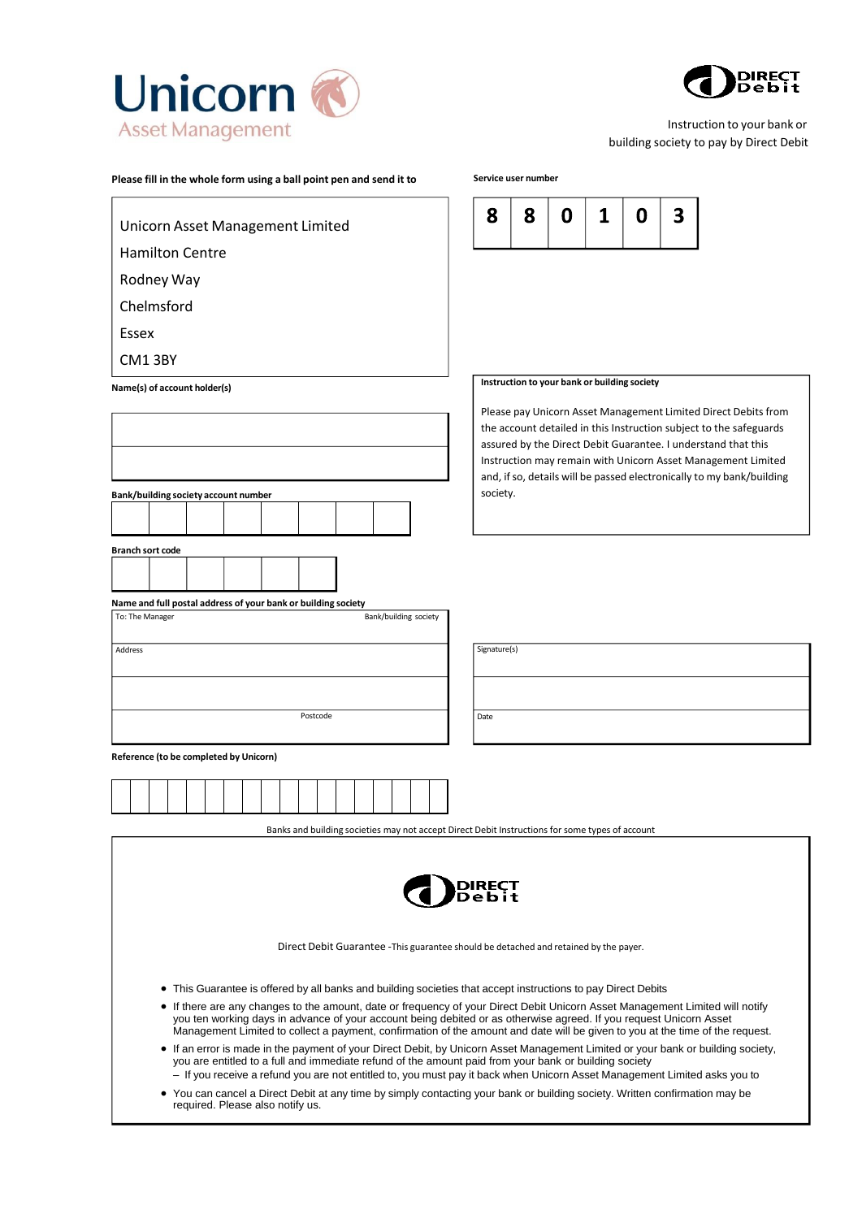Unicorn Asset Management

DIRECT Debit

Instruction to your bank or building society to pay by Direct Debit

**Please fill in the whole form using a ball point pen and send it to**

Unicorn Asset Management Limited
Hamilton Centre
Rodney Way
Chelmsford
Essex
CM1 3BY

**Service user number**

| 8 | 8 | 0 | 1 | 0 | 3 |
|---|---|---|---|---|---|

**Name(s) of account holder(s)**

**Bank/building society account number**

**Branch sort code**

**Name and full postal address of your bank or building society**

To: The Manager — Bank/building society

Address

Postcode

**Instruction to your bank or building society**

Please pay Unicorn Asset Management Limited Direct Debits from the account detailed in this Instruction subject to the safeguards assured by the Direct Debit Guarantee. I understand that this Instruction may remain with Unicorn Asset Management Limited and, if so, details will be passed electronically to my bank/building society.

Signature(s)

Date

**Reference (to be completed by Unicorn)**

Banks and building societies may not accept Direct Debit Instructions for some types of account

DIRECT Debit

Direct Debit Guarantee - This guarantee should be detached and retained by the payer.

- This Guarantee is offered by all banks and building societies that accept instructions to pay Direct Debits
- If there are any changes to the amount, date or frequency of your Direct Debit Unicorn Asset Management Limited will notify you ten working days in advance of your account being debited or as otherwise agreed. If you request Unicorn Asset Management Limited to collect a payment, confirmation of the amount and date will be given to you at the time of the request.
- If an error is made in the payment of your Direct Debit, by Unicorn Asset Management Limited or your bank or building society, you are entitled to a full and immediate refund of the amount paid from your bank or building society
  – If you receive a refund you are not entitled to, you must pay it back when Unicorn Asset Management Limited asks you to
- You can cancel a Direct Debit at any time by simply contacting your bank or building society. Written confirmation may be required. Please also notify us.